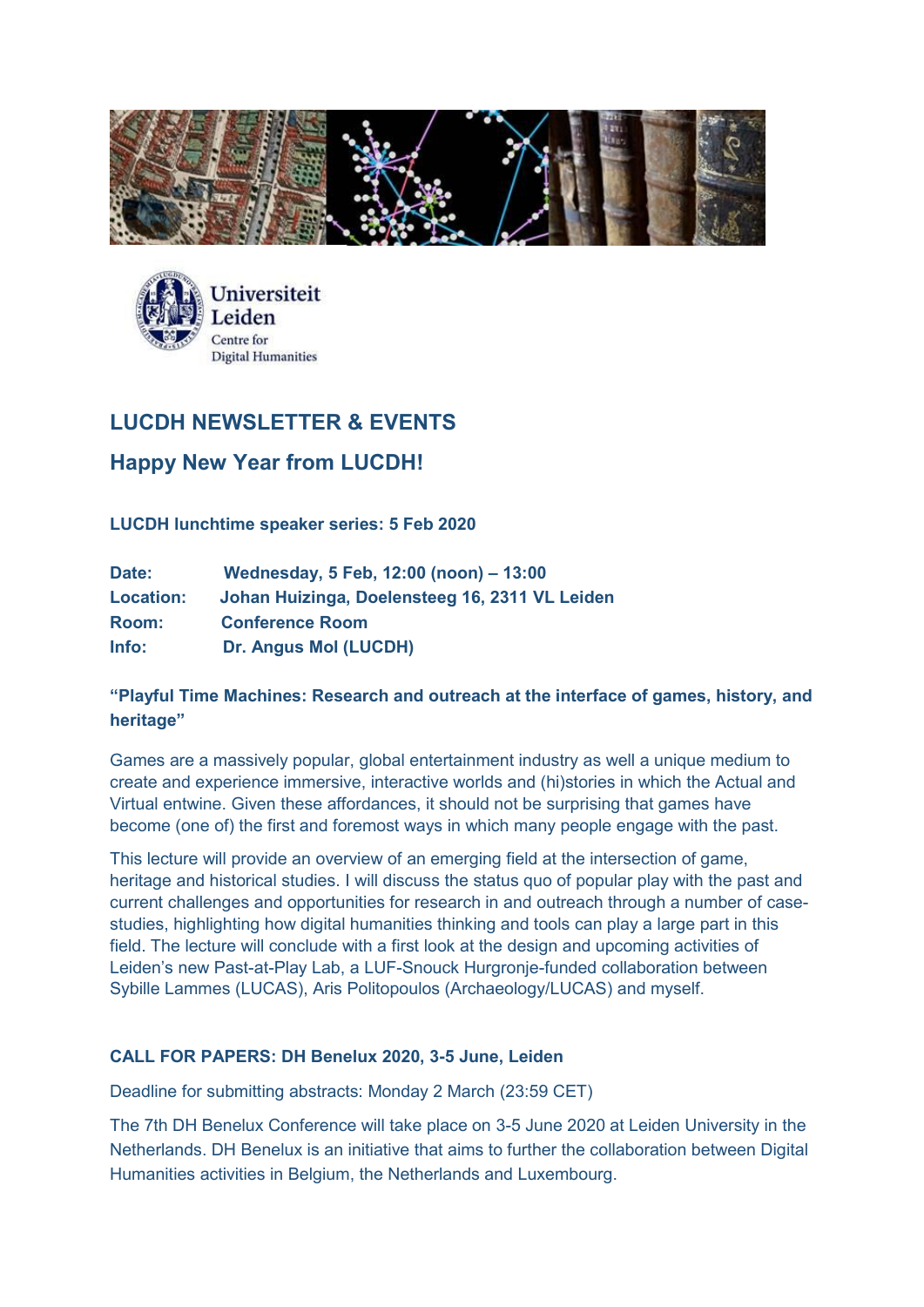Universiteit Leiden
Centre for Digital Humanities

## LUCDH NEWSLETTER & EVENTS

## Happy New Year from LUCDH!

**LUCDH lunchtime speaker series: 5 Feb 2020**

**Date:** Wednesday, 5 Feb, 12:00 (noon) – 13:00
**Location:** Johan Huizinga, Doelensteeg 16, 2311 VL Leiden
**Room:** Conference Room
**Info:** Dr. Angus Mol (LUCDH)

### "Playful Time Machines: Research and outreach at the interface of games, history, and heritage"

Games are a massively popular, global entertainment industry as well a unique medium to create and experience immersive, interactive worlds and (hi)stories in which the Actual and Virtual entwine. Given these affordances, it should not be surprising that games have become (one of) the first and foremost ways in which many people engage with the past.

This lecture will provide an overview of an emerging field at the intersection of game, heritage and historical studies. I will discuss the status quo of popular play with the past and current challenges and opportunities for research in and outreach through a number of case-studies, highlighting how digital humanities thinking and tools can play a large part in this field. The lecture will conclude with a first look at the design and upcoming activities of Leiden's new Past-at-Play Lab, a LUF-Snouck Hurgronje-funded collaboration between Sybille Lammes (LUCAS), Aris Politopoulos (Archaeology/LUCAS) and myself.

**CALL FOR PAPERS: DH Benelux 2020, 3-5 June, Leiden**

Deadline for submitting abstracts: Monday 2 March (23:59 CET)

The 7th DH Benelux Conference will take place on 3-5 June 2020 at Leiden University in the Netherlands. DH Benelux is an initiative that aims to further the collaboration between Digital Humanities activities in Belgium, the Netherlands and Luxembourg.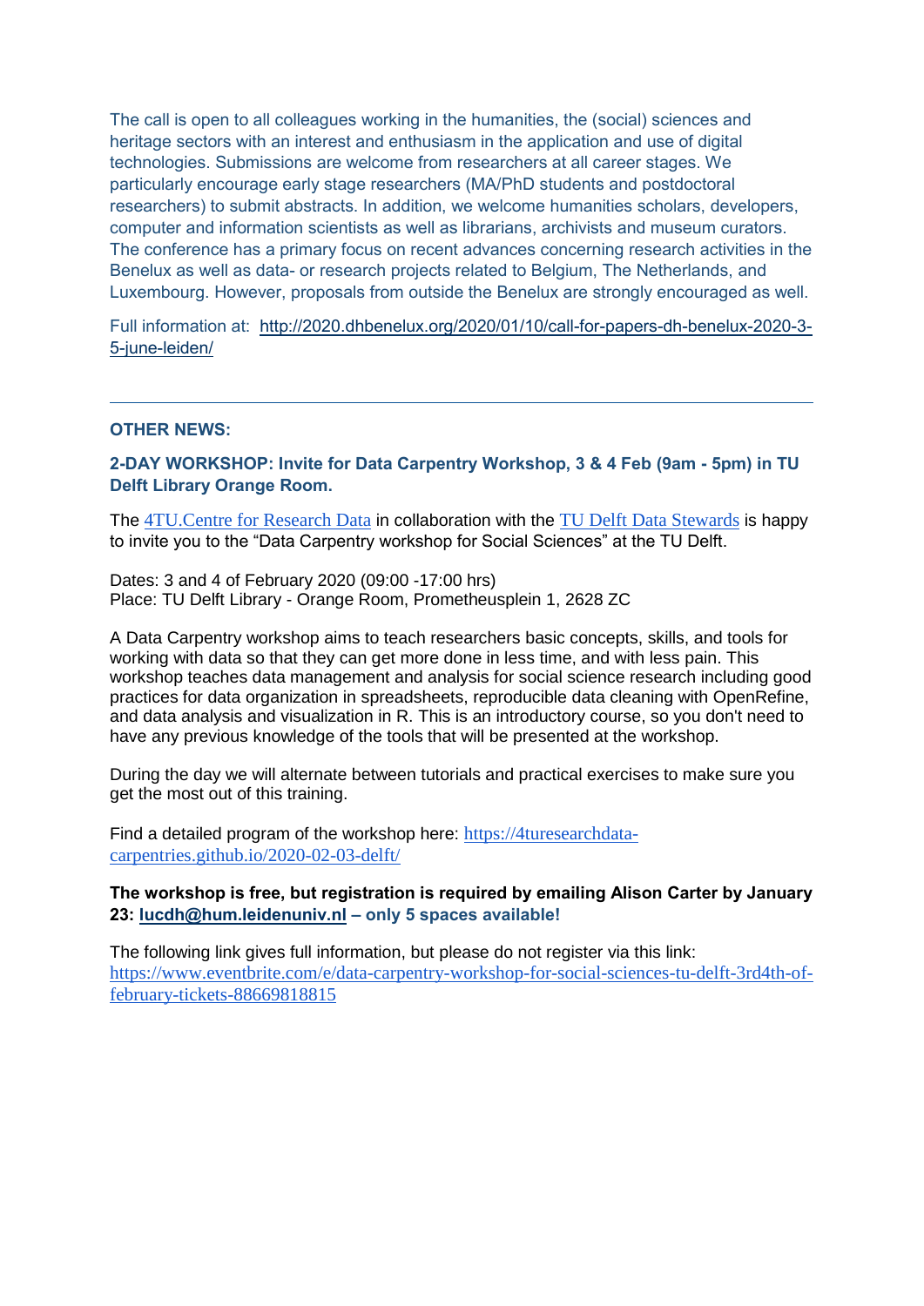The call is open to all colleagues working in the humanities, the (social) sciences and heritage sectors with an interest and enthusiasm in the application and use of digital technologies. Submissions are welcome from researchers at all career stages. We particularly encourage early stage researchers (MA/PhD students and postdoctoral researchers) to submit abstracts. In addition, we welcome humanities scholars, developers, computer and information scientists as well as librarians, archivists and museum curators. The conference has a primary focus on recent advances concerning research activities in the Benelux as well as data- or research projects related to Belgium, The Netherlands, and Luxembourg. However, proposals from outside the Benelux are strongly encouraged as well.

Full information at: http://2020.dhbenelux.org/2020/01/10/call-for-papers-dh-benelux-2020-3-5-june-leiden/

---

**OTHER NEWS:**

**2-DAY WORKSHOP: Invite for Data Carpentry Workshop, 3 & 4 Feb (9am - 5pm) in TU Delft Library Orange Room.**

The 4TU.Centre for Research Data in collaboration with the TU Delft Data Stewards is happy to invite you to the "Data Carpentry workshop for Social Sciences" at the TU Delft.

Dates: 3 and 4 of February 2020 (09:00 -17:00 hrs)
Place: TU Delft Library - Orange Room, Prometheusplein 1, 2628 ZC

A Data Carpentry workshop aims to teach researchers basic concepts, skills, and tools for working with data so that they can get more done in less time, and with less pain. This workshop teaches data management and analysis for social science research including good practices for data organization in spreadsheets, reproducible data cleaning with OpenRefine, and data analysis and visualization in R. This is an introductory course, so you don't need to have any previous knowledge of the tools that will be presented at the workshop.

During the day we will alternate between tutorials and practical exercises to make sure you get the most out of this training.

Find a detailed program of the workshop here: https://4turesearchdata-carpentries.github.io/2020-02-03-delft/

**The workshop is free, but registration is required by emailing Alison Carter by January 23: lucdh@hum.leidenuniv.nl – only 5 spaces available!**

The following link gives full information, but please do not register via this link: https://www.eventbrite.com/e/data-carpentry-workshop-for-social-sciences-tu-delft-3rd4th-of-february-tickets-88669818815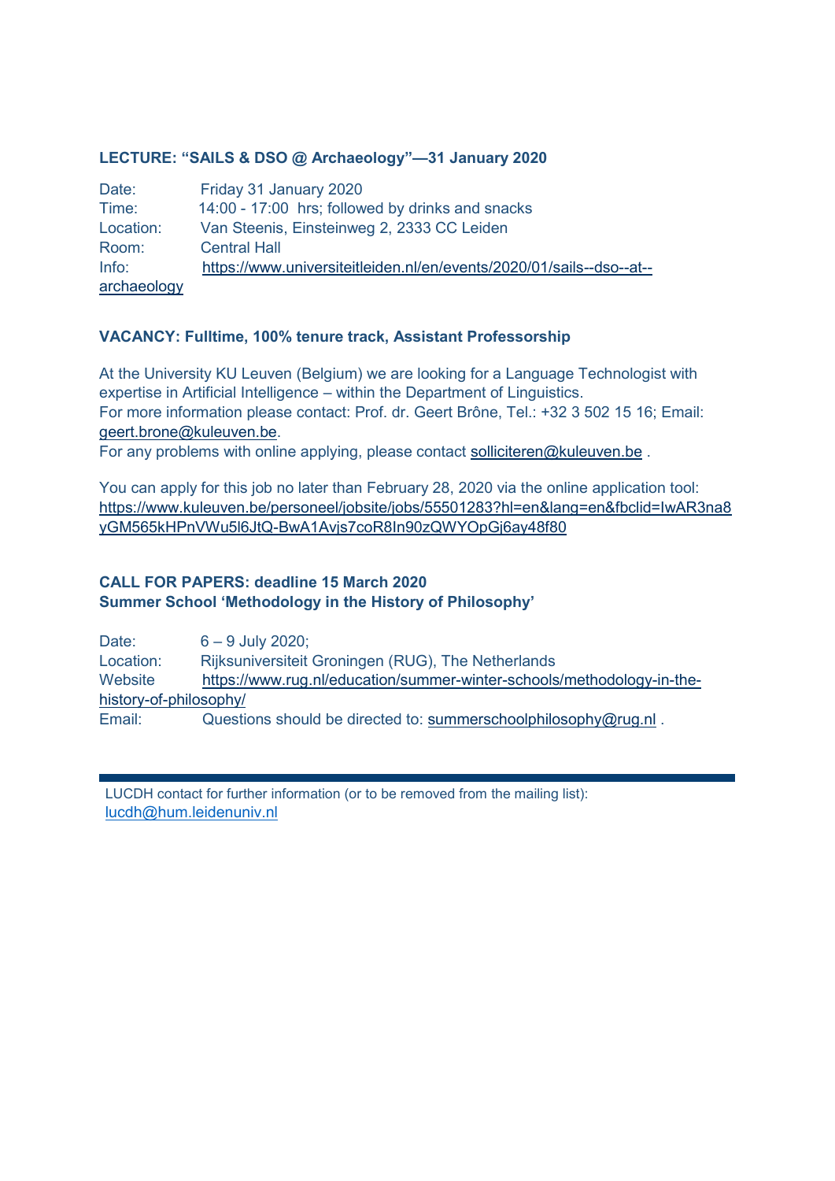**LECTURE: "SAILS & DSO @ Archaeology"—31 January 2020**

Date: Friday 31 January 2020
Time: 14:00 - 17:00 hrs; followed by drinks and snacks
Location: Van Steenis, Einsteinweg 2, 2333 CC Leiden
Room: Central Hall
Info: https://www.universiteitleiden.nl/en/events/2020/01/sails--dso--at--archaeology

**VACANCY: Fulltime, 100% tenure track, Assistant Professorship**

At the University KU Leuven (Belgium) we are looking for a Language Technologist with expertise in Artificial Intelligence – within the Department of Linguistics.
For more information please contact: Prof. dr. Geert Brône, Tel.: +32 3 502 15 16; Email: geert.brone@kuleuven.be.
For any problems with online applying, please contact solliciteren@kuleuven.be .

You can apply for this job no later than February 28, 2020 via the online application tool: https://www.kuleuven.be/personeel/jobsite/jobs/55501283?hl=en&lang=en&fbclid=IwAR3na8yGM565kHPnVWu5l6JtQ-BwA1Avjs7coR8In90zQWYOpGj6ay48f80

**CALL FOR PAPERS: deadline 15 March 2020**
**Summer School 'Methodology in the History of Philosophy'**

Date: 6 – 9 July 2020;
Location: Rijksuniversiteit Groningen (RUG), The Netherlands
Website https://www.rug.nl/education/summer-winter-schools/methodology-in-the-history-of-philosophy/
Email: Questions should be directed to: summerschoolphilosophy@rug.nl .

---

LUCDH contact for further information (or to be removed from the mailing list):
lucdh@hum.leidenuniv.nl